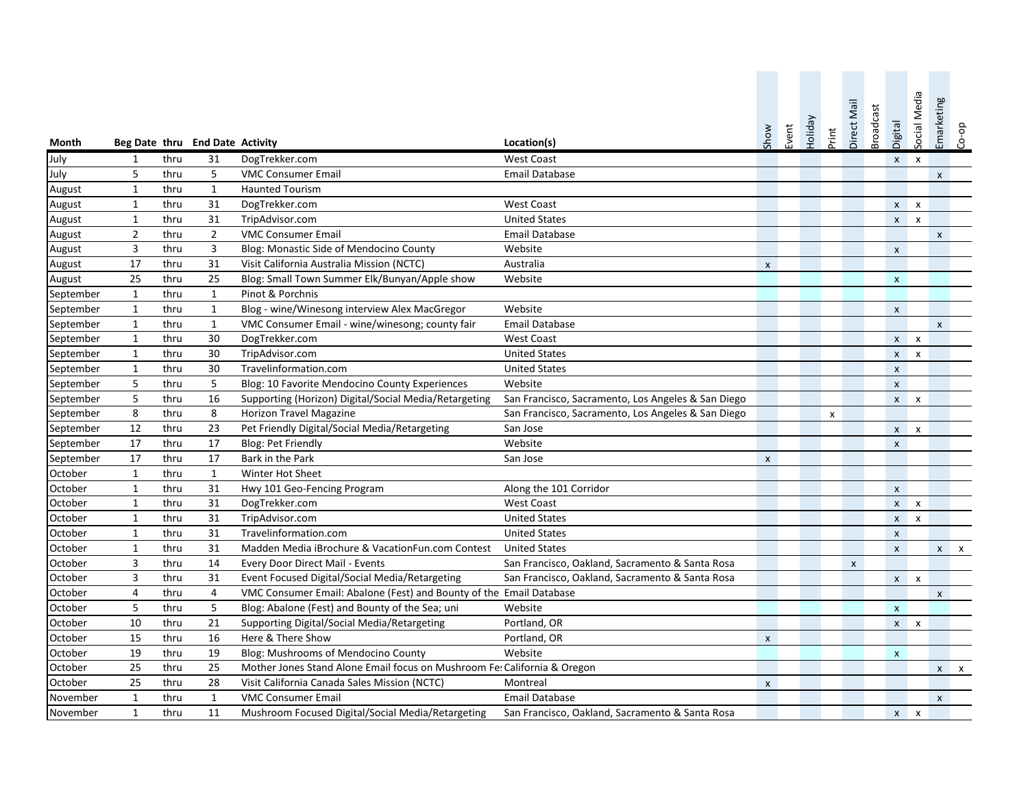| Month | Beg Date | thru | End Date | Activity | Location(s) | Show | Event | Holiday | Print | Direct Mail | Broadcast | Digital | Social Media | Emarketing | Co-op |
|---|---|---|---|---|---|---|---|---|---|---|---|---|---|---|---|
| July | 1 | thru | 31 | DogTrekker.com | West Coast | | | | | | | x | x | | |
| July | 5 | thru | 5 | VMC Consumer Email | Email Database | | | | | | | | | x | |
| August | 1 | thru | 1 | Haunted Tourism | | | | | | | | | | | |
| August | 1 | thru | 31 | DogTrekker.com | West Coast | | | | | | | x | x | | |
| August | 1 | thru | 31 | TripAdvisor.com | United States | | | | | | | x | x | | |
| August | 2 | thru | 2 | VMC Consumer Email | Email Database | | | | | | | | | x | |
| August | 3 | thru | 3 | Blog: Monastic Side of Mendocino County | Website | | | | | | | x | | | |
| August | 17 | thru | 31 | Visit California Australia Mission (NCTC) | Australia | x | | | | | | | | | |
| August | 25 | thru | 25 | Blog: Small Town Summer Elk/Bunyan/Apple show | Website | | | | | | | x | | | |
| September | 1 | thru | 1 | Pinot & Porchnis | | | | | | | | | | | |
| September | 1 | thru | 1 | Blog - wine/Winesong interview Alex MacGregor | Website | | | | | | | x | | | |
| September | 1 | thru | 1 | VMC Consumer Email - wine/winesong; county fair | Email Database | | | | | | | | | x | |
| September | 1 | thru | 30 | DogTrekker.com | West Coast | | | | | | | x | x | | |
| September | 1 | thru | 30 | TripAdvisor.com | United States | | | | | | | x | x | | |
| September | 1 | thru | 30 | Travelinformation.com | United States | | | | | | | x | | | |
| September | 5 | thru | 5 | Blog: 10 Favorite Mendocino County Experiences | Website | | | | | | | x | | | |
| September | 5 | thru | 16 | Supporting (Horizon) Digital/Social Media/Retargeting | San Francisco, Sacramento, Los Angeles & San Diego | | | | | | | x | x | | |
| September | 8 | thru | 8 | Horizon Travel Magazine | San Francisco, Sacramento, Los Angeles & San Diego | | | | x | | | | | | |
| September | 12 | thru | 23 | Pet Friendly Digital/Social Media/Retargeting | San Jose | | | | | | | x | x | | |
| September | 17 | thru | 17 | Blog: Pet Friendly | Website | | | | | | | x | | | |
| September | 17 | thru | 17 | Bark in the Park | San Jose | x | | | | | | | | | |
| October | 1 | thru | 1 | Winter Hot Sheet | | | | | | | | | | | |
| October | 1 | thru | 31 | Hwy 101 Geo-Fencing Program | Along the 101 Corridor | | | | | | | x | | | |
| October | 1 | thru | 31 | DogTrekker.com | West Coast | | | | | | | x | x | | |
| October | 1 | thru | 31 | TripAdvisor.com | United States | | | | | | | x | x | | |
| October | 1 | thru | 31 | Travelinformation.com | United States | | | | | | | x | | | |
| October | 1 | thru | 31 | Madden Media iBrochure & VacationFun.com Contest | United States | | | | | | | x | | x | x |
| October | 3 | thru | 14 | Every Door Direct Mail - Events | San Francisco, Oakland, Sacramento & Santa Rosa | | | | | x | | | | | |
| October | 3 | thru | 31 | Event Focused Digital/Social Media/Retargeting | San Francisco, Oakland, Sacramento & Santa Rosa | | | | | | | x | x | | |
| October | 4 | thru | 4 | VMC Consumer Email: Abalone (Fest) and Bounty of the | Email Database | | | | | | | | | x | |
| October | 5 | thru | 5 | Blog: Abalone (Fest) and Bounty of the Sea; uni | Website | | | | | | | x | | | |
| October | 10 | thru | 21 | Supporting Digital/Social Media/Retargeting | Portland, OR | | | | | | | x | x | | |
| October | 15 | thru | 16 | Here & There Show | Portland, OR | x | | | | | | | | | |
| October | 19 | thru | 19 | Blog: Mushrooms of Mendocino County | Website | | | | | | | x | | | |
| October | 25 | thru | 25 | Mother Jones Stand Alone Email focus on Mushroom Fe | California & Oregon | | | | | | | | | x | x |
| October | 25 | thru | 28 | Visit California Canada Sales Mission (NCTC) | Montreal | x | | | | | | | | | |
| November | 1 | thru | 1 | VMC Consumer Email | Email Database | | | | | | | | | x | |
| November | 1 | thru | 11 | Mushroom Focused Digital/Social Media/Retargeting | San Francisco, Oakland, Sacramento & Santa Rosa | | | | | | | x | x | | |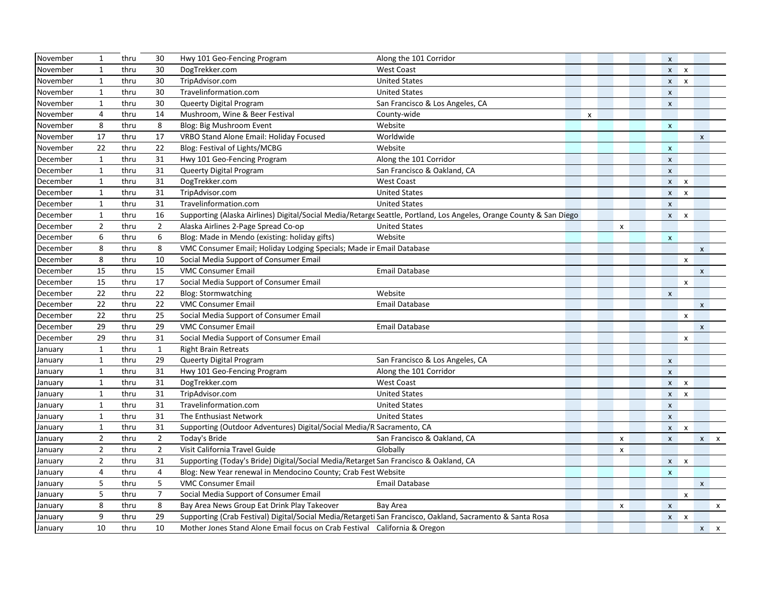| Month | Start | | End | Program | Market | | | | | | |
|---|---|---|---|---|---|---|---|---|---|---|---|
| November | 1 | thru | 30 | Hwy 101 Geo-Fencing Program | Along the 101 Corridor | | | x | | | |
| November | 1 | thru | 30 | DogTrekker.com | West Coast | | | x | x | | |
| November | 1 | thru | 30 | TripAdvisor.com | United States | | | x | x | | |
| November | 1 | thru | 30 | Travelinformation.com | United States | | | x | | | |
| November | 1 | thru | 30 | Queerty Digital Program | San Francisco & Los Angeles, CA | | | x | | | |
| November | 4 | thru | 14 | Mushroom, Wine & Beer Festival | County-wide | x | | | | | |
| November | 8 | thru | 8 | Blog: Big Mushroom Event | Website | | | x | | | |
| November | 17 | thru | 17 | VRBO Stand Alone Email: Holiday Focused | Worldwide | | | | | x | |
| November | 22 | thru | 22 | Blog: Festival of Lights/MCBG | Website | | | x | | | |
| December | 1 | thru | 31 | Hwy 101 Geo-Fencing Program | Along the 101 Corridor | | | x | | | |
| December | 1 | thru | 31 | Queerty Digital Program | San Francisco & Oakland, CA | | | x | | | |
| December | 1 | thru | 31 | DogTrekker.com | West Coast | | | x | x | | |
| December | 1 | thru | 31 | TripAdvisor.com | United States | | | x | x | | |
| December | 1 | thru | 31 | Travelinformation.com | United States | | | x | | | |
| December | 1 | thru | 16 | Supporting (Alaska Airlines) Digital/Social Media/Retarge | Seattle, Portland, Los Angeles, Orange County & San Diego | | | x | x | | |
| December | 2 | thru | 2 | Alaska Airlines 2-Page Spread Co-op | United States | | x | | | | |
| December | 6 | thru | 6 | Blog: Made in Mendo (existing: holiday gifts) | Website | | | x | | | |
| December | 8 | thru | 8 | VMC Consumer Email; Holiday Lodging Specials; Made ir | Email Database | | | | | x | |
| December | 8 | thru | 10 | Social Media Support of Consumer Email | | | | | x | | |
| December | 15 | thru | 15 | VMC Consumer Email | Email Database | | | | | x | |
| December | 15 | thru | 17 | Social Media Support of Consumer Email | | | | | x | | |
| December | 22 | thru | 22 | Blog: Stormwatching | Website | | | x | | | |
| December | 22 | thru | 22 | VMC Consumer Email | Email Database | | | | | x | |
| December | 22 | thru | 25 | Social Media Support of Consumer Email | | | | | x | | |
| December | 29 | thru | 29 | VMC Consumer Email | Email Database | | | | | x | |
| December | 29 | thru | 31 | Social Media Support of Consumer Email | | | | | x | | |
| January | 1 | thru | 1 | Right Brain Retreats | | | | | | | |
| January | 1 | thru | 29 | Queerty Digital Program | San Francisco & Los Angeles, CA | | | x | | | |
| January | 1 | thru | 31 | Hwy 101 Geo-Fencing Program | Along the 101 Corridor | | | x | | | |
| January | 1 | thru | 31 | DogTrekker.com | West Coast | | | x | x | | |
| January | 1 | thru | 31 | TripAdvisor.com | United States | | | x | x | | |
| January | 1 | thru | 31 | Travelinformation.com | United States | | | x | | | |
| January | 1 | thru | 31 | The Enthusiast Network | United States | | | x | | | |
| January | 1 | thru | 31 | Supporting (Outdoor Adventures) Digital/Social Media/R | Sacramento, CA | | | x | x | | |
| January | 2 | thru | 2 | Today's Bride | San Francisco & Oakland, CA | | x | x | | x | x |
| January | 2 | thru | 2 | Visit California Travel Guide | Globally | | x | | | | |
| January | 2 | thru | 31 | Supporting (Today's Bride) Digital/Social Media/Retarget | San Francisco & Oakland, CA | | | x | x | | |
| January | 4 | thru | 4 | Blog: New Year renewal in Mendocino County; Crab Fest | Website | | | x | | | |
| January | 5 | thru | 5 | VMC Consumer Email | Email Database | | | | | x | |
| January | 5 | thru | 7 | Social Media Support of Consumer Email | | | | | x | | |
| January | 8 | thru | 8 | Bay Area News Group Eat Drink Play Takeover | Bay Area | | x | x | | | x |
| January | 9 | thru | 29 | Supporting (Crab Festival) Digital/Social Media/Retargeti | San Francisco, Oakland, Sacramento & Santa Rosa | | | x | x | | |
| January | 10 | thru | 10 | Mother Jones Stand Alone Email focus on Crab Festival | California & Oregon | | | | | x | x |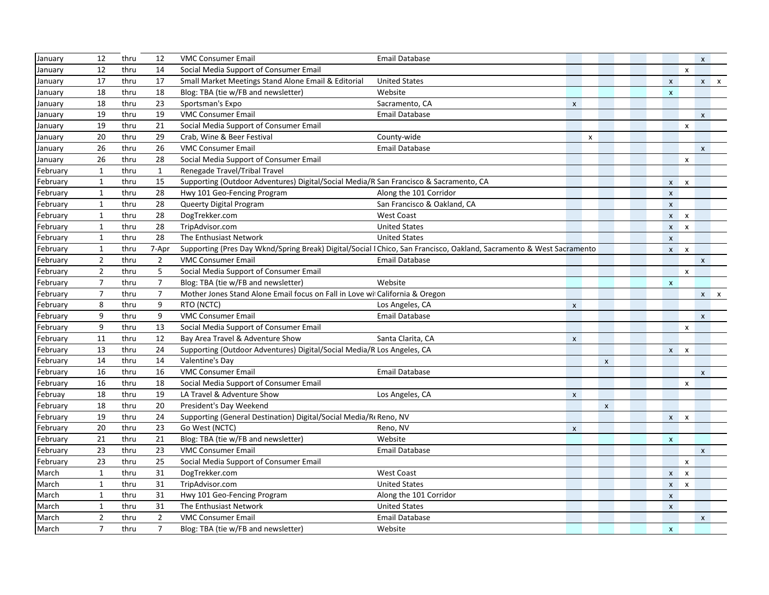| | | | | | | | | | | | | | | | |
|---|---|---|---|---|---|---|---|---|---|---|---|---|---|---|---|
| January | 12 | thru | 12 | VMC Consumer Email | Email Database | | | | | | | | | x | |
| January | 12 | thru | 14 | Social Media Support of Consumer Email | | | | | | | | | x | | |
| January | 17 | thru | 17 | Small Market Meetings Stand Alone Email & Editorial | United States | | | | | | | x | | x | x |
| January | 18 | thru | 18 | Blog: TBA (tie w/FB and newsletter) | Website | | | | | | | x | | | |
| January | 18 | thru | 23 | Sportsman's Expo | Sacramento, CA | x | | | | | | | | | |
| January | 19 | thru | 19 | VMC Consumer Email | Email Database | | | | | | | | | x | |
| January | 19 | thru | 21 | Social Media Support of Consumer Email | | | | | | | | | x | | |
| January | 20 | thru | 29 | Crab, Wine & Beer Festival | County-wide | | x | | | | | | | | |
| January | 26 | thru | 26 | VMC Consumer Email | Email Database | | | | | | | | | x | |
| January | 26 | thru | 28 | Social Media Support of Consumer Email | | | | | | | | | x | | |
| February | 1 | thru | 1 | Renegade Travel/Tribal Travel | | | | | | | | | | | |
| February | 1 | thru | 15 | Supporting (Outdoor Adventures) Digital/Social Media/R | San Francisco & Sacramento, CA | | | | | | | x | x | | |
| February | 1 | thru | 28 | Hwy 101 Geo-Fencing Program | Along the 101 Corridor | | | | | | | x | | | |
| February | 1 | thru | 28 | Queerty Digital Program | San Francisco & Oakland, CA | | | | | | | x | | | |
| February | 1 | thru | 28 | DogTrekker.com | West Coast | | | | | | | x | x | | |
| February | 1 | thru | 28 | TripAdvisor.com | United States | | | | | | | x | x | | |
| February | 1 | thru | 28 | The Enthusiast Network | United States | | | | | | | x | | | |
| February | 1 | thru | 7-Apr | Supporting (Pres Day Wknd/Spring Break) Digital/Social I | Chico, San Francisco, Oakland, Sacramento & West Sacramento | | | | | | | x | x | | |
| February | 2 | thru | 2 | VMC Consumer Email | Email Database | | | | | | | | | x | |
| February | 2 | thru | 5 | Social Media Support of Consumer Email | | | | | | | | | x | | |
| February | 7 | thru | 7 | Blog: TBA (tie w/FB and newsletter) | Website | | | | | | | x | | | |
| February | 7 | thru | 7 | Mother Jones Stand Alone Email focus on Fall in Love wi | California & Oregon | | | | | | | | | x | x |
| February | 8 | thru | 9 | RTO (NCTC) | Los Angeles, CA | x | | | | | | | | | |
| February | 9 | thru | 9 | VMC Consumer Email | Email Database | | | | | | | | | x | |
| February | 9 | thru | 13 | Social Media Support of Consumer Email | | | | | | | | | x | | |
| February | 11 | thru | 12 | Bay Area Travel & Adventure Show | Santa Clarita, CA | x | | | | | | | | | |
| February | 13 | thru | 24 | Supporting (Outdoor Adventures) Digital/Social Media/R | Los Angeles, CA | | | | | | | x | x | | |
| February | 14 | thru | 14 | Valentine's Day | | | | x | | | | | | | |
| February | 16 | thru | 16 | VMC Consumer Email | Email Database | | | | | | | | | x | |
| February | 16 | thru | 18 | Social Media Support of Consumer Email | | | | | | | | | x | | |
| Februay | 18 | thru | 19 | LA Travel & Adventure Show | Los Angeles, CA | x | | | | | | | | | |
| February | 18 | thru | 20 | President's Day Weekend | | | | x | | | | | | | |
| February | 19 | thru | 24 | Supporting (General Destination) Digital/Social Media/R | Reno, NV | | | | | | | x | x | | |
| February | 20 | thru | 23 | Go West (NCTC) | Reno, NV | x | | | | | | | | | |
| February | 21 | thru | 21 | Blog: TBA (tie w/FB and newsletter) | Website | | | | | | | x | | | |
| February | 23 | thru | 23 | VMC Consumer Email | Email Database | | | | | | | | | x | |
| February | 23 | thru | 25 | Social Media Support of Consumer Email | | | | | | | | | x | | |
| March | 1 | thru | 31 | DogTrekker.com | West Coast | | | | | | | x | x | | |
| March | 1 | thru | 31 | TripAdvisor.com | United States | | | | | | | x | x | | |
| March | 1 | thru | 31 | Hwy 101 Geo-Fencing Program | Along the 101 Corridor | | | | | | | x | | | |
| March | 1 | thru | 31 | The Enthusiast Network | United States | | | | | | | x | | | |
| March | 2 | thru | 2 | VMC Consumer Email | Email Database | | | | | | | | | x | |
| March | 7 | thru | 7 | Blog: TBA (tie w/FB and newsletter) | Website | | | | | | | x | | | |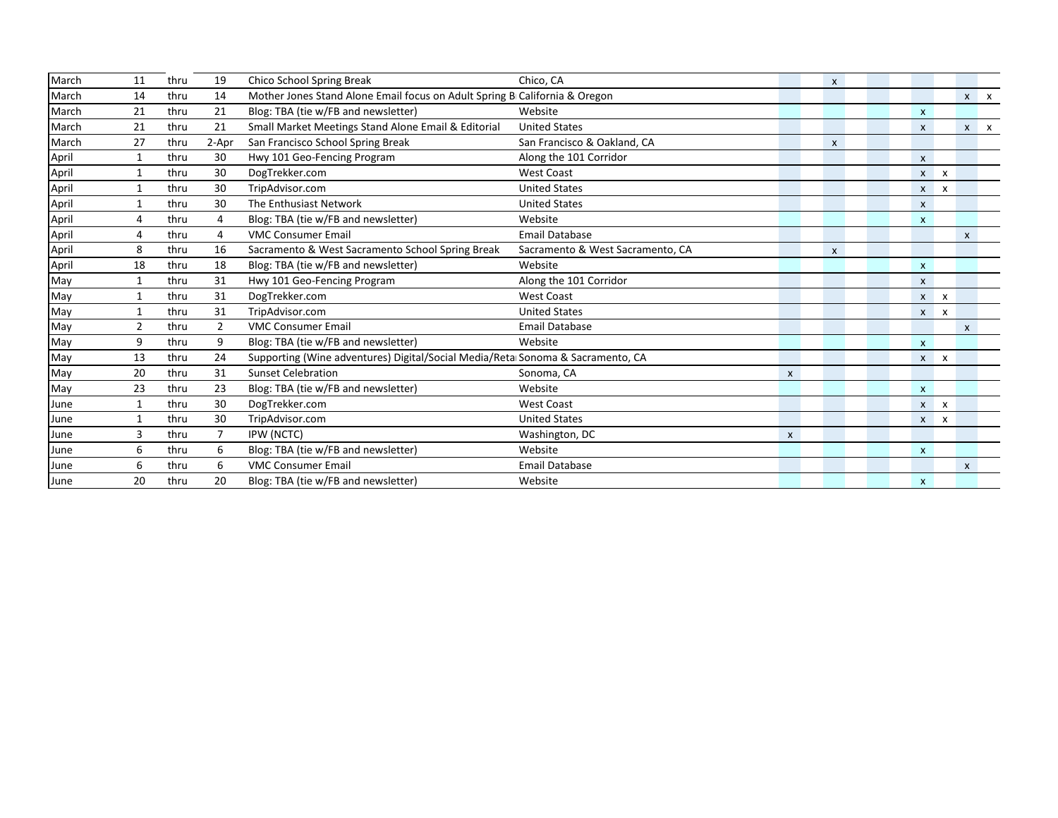| | | | | | | | | | | | | | | | |
|---|---|---|---|---|---|---|---|---|---|---|---|---|---|---|---|
| March | 11 | thru | 19 | Chico School Spring Break | Chico, CA | | | x | | | | | | | |
| March | 14 | thru | 14 | Mother Jones Stand Alone Email focus on Adult Spring B | California & Oregon | | | | | | | | | x | x |
| March | 21 | thru | 21 | Blog: TBA (tie w/FB and newsletter) | Website | | | | | | | x | | | |
| March | 21 | thru | 21 | Small Market Meetings Stand Alone Email & Editorial | United States | | | | | | | x | | x | x |
| March | 27 | thru | 2-Apr | San Francisco School Spring Break | San Francisco & Oakland, CA | | | x | | | | | | | |
| April | 1 | thru | 30 | Hwy 101 Geo-Fencing Program | Along the 101 Corridor | | | | | | | x | | | |
| April | 1 | thru | 30 | DogTrekker.com | West Coast | | | | | | | x | x | | |
| April | 1 | thru | 30 | TripAdvisor.com | United States | | | | | | | x | x | | |
| April | 1 | thru | 30 | The Enthusiast Network | United States | | | | | | | x | | | |
| April | 4 | thru | 4 | Blog: TBA (tie w/FB and newsletter) | Website | | | | | | | x | | | |
| April | 4 | thru | 4 | VMC Consumer Email | Email Database | | | | | | | | | x | |
| April | 8 | thru | 16 | Sacramento & West Sacramento School Spring Break | Sacramento & West Sacramento, CA | | | x | | | | | | | |
| April | 18 | thru | 18 | Blog: TBA (tie w/FB and newsletter) | Website | | | | | | | x | | | |
| May | 1 | thru | 31 | Hwy 101 Geo-Fencing Program | Along the 101 Corridor | | | | | | | x | | | |
| May | 1 | thru | 31 | DogTrekker.com | West Coast | | | | | | | x | x | | |
| May | 1 | thru | 31 | TripAdvisor.com | United States | | | | | | | x | x | | |
| May | 2 | thru | 2 | VMC Consumer Email | Email Database | | | | | | | | | x | |
| May | 9 | thru | 9 | Blog: TBA (tie w/FB and newsletter) | Website | | | | | | | x | | | |
| May | 13 | thru | 24 | Supporting (Wine adventures) Digital/Social Media/Reta | Sonoma & Sacramento, CA | | | | | | | x | x | | |
| May | 20 | thru | 31 | Sunset Celebration | Sonoma, CA | x | | | | | | | | | |
| May | 23 | thru | 23 | Blog: TBA (tie w/FB and newsletter) | Website | | | | | | | x | | | |
| June | 1 | thru | 30 | DogTrekker.com | West Coast | | | | | | | x | x | | |
| June | 1 | thru | 30 | TripAdvisor.com | United States | | | | | | | x | x | | |
| June | 3 | thru | 7 | IPW (NCTC) | Washington, DC | x | | | | | | | | | |
| June | 6 | thru | 6 | Blog: TBA (tie w/FB and newsletter) | Website | | | | | | | x | | | |
| June | 6 | thru | 6 | VMC Consumer Email | Email Database | | | | | | | | | x | |
| June | 20 | thru | 20 | Blog: TBA (tie w/FB and newsletter) | Website | | | | | | | x | | | |